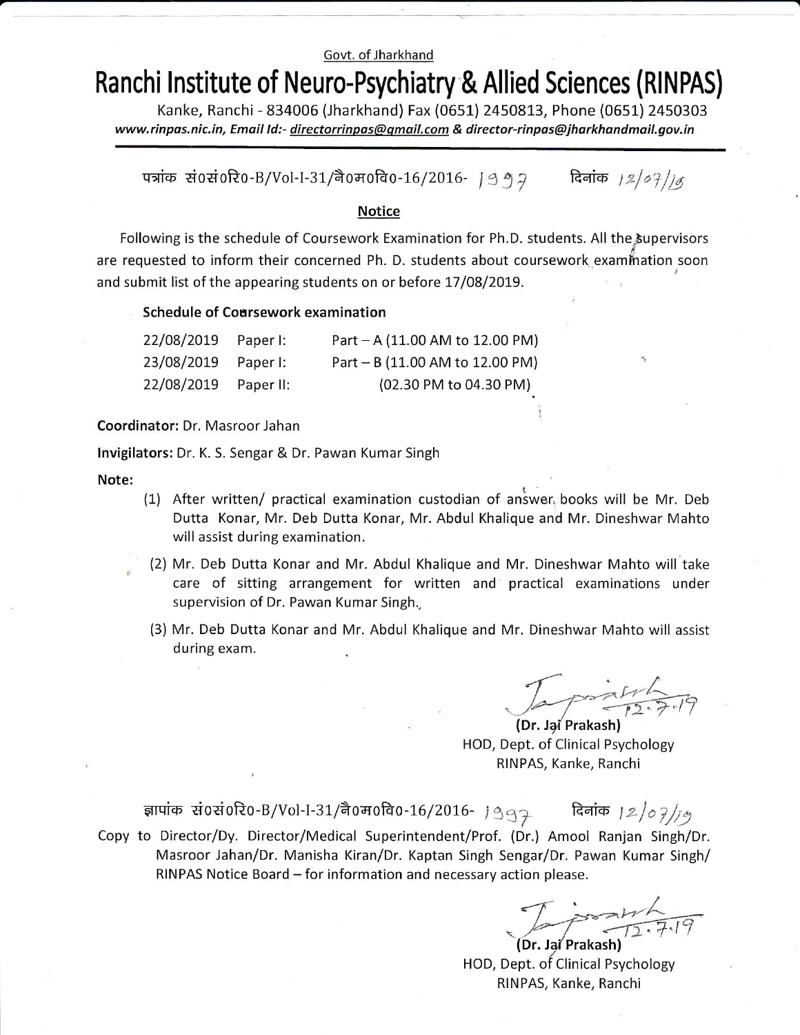Govt. of Jharkhand

# Ranchi Institute of Neuro-Psychiatry & Allied Sciences (RINPAS)

Kanke, Ranchi - 834006 (Jharkhand) Fax (0651) 2450813, Phone (0651) 2450303
*www.rinpas.nic.in, Email Id:- directorrinpas@gmail.com & director-rinpas@jharkhandmail.gov.in*

पत्रांक सं०सं०रि०-B/Vol-I-31/नै०म०वि०-16/2016- 1997 दिनांक 12/07/19

## Notice

Following is the schedule of Coursework Examination for Ph.D. students. All the supervisors are requested to inform their concerned Ph. D. students about coursework examination soon and submit list of the appearing students on or before 17/08/2019.

**Schedule of Coursework examination**

| | | |
|---|---|---|
| 22/08/2019 | Paper I: | Part – A (11.00 AM to 12.00 PM) |
| 23/08/2019 | Paper I: | Part – B (11.00 AM to 12.00 PM) |
| 22/08/2019 | Paper II: | (02.30 PM to 04.30 PM) |

**Coordinator:** Dr. Masroor Jahan

**Invigilators:** Dr. K. S. Sengar & Dr. Pawan Kumar Singh

**Note:**

(1) After written/ practical examination custodian of answer books will be Mr. Deb Dutta Konar, Mr. Deb Dutta Konar, Mr. Abdul Khalique and Mr. Dineshwar Mahto will assist during examination.

(2) Mr. Deb Dutta Konar and Mr. Abdul Khalique and Mr. Dineshwar Mahto will take care of sitting arrangement for written and practical examinations under supervision of Dr. Pawan Kumar Singh.

(3) Mr. Deb Dutta Konar and Mr. Abdul Khalique and Mr. Dineshwar Mahto will assist during exam.

12.7.19
**(Dr. Jai Prakash)**
HOD, Dept. of Clinical Psychology
RINPAS, Kanke, Ranchi

ज्ञापांक सं०सं०रि०-B/Vol-I-31/नै०म०वि०-16/2016- 1997 दिनांक 12/07/19

Copy to Director/Dy. Director/Medical Superintendent/Prof. (Dr.) Amool Ranjan Singh/Dr. Masroor Jahan/Dr. Manisha Kiran/Dr. Kaptan Singh Sengar/Dr. Pawan Kumar Singh/ RINPAS Notice Board – for information and necessary action please.

12.7.19
**(Dr. Jai Prakash)**
HOD, Dept. of Clinical Psychology
RINPAS, Kanke, Ranchi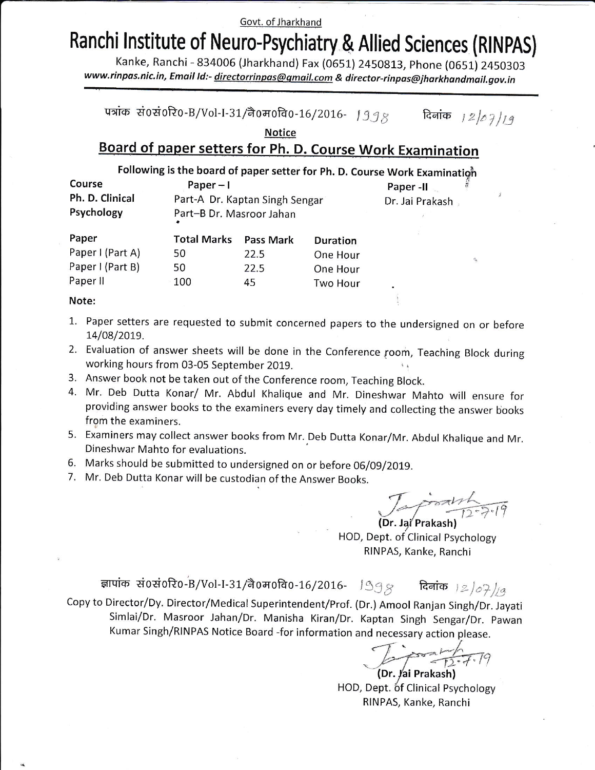Govt. of Jharkhand

# Ranchi Institute of Neuro-Psychiatry & Allied Sciences (RINPAS)

Kanke, Ranchi - 834006 (Jharkhand) Fax (0651) 2450813, Phone (0651) 2450303
*www.rinpas.nic.in, Email Id:- directorrinpas@gmail.com & director-rinpas@jharkhandmail.gov.in*

पत्रांक सं0सं0रि0-B/Vol-I-31/नै0म0वि0-16/2016- 1998 दिनांक 12/07/19

**Notice**

## Board of paper setters for Ph. D. Course Work Examination

**Following is the board of paper setter for Ph. D. Course Work Examination**

| Course | Paper – I | Paper -II |
|---|---|---|
| Ph. D. Clinical Psychology | Part-A Dr. Kaptan Singh Sengar<br>Part–B Dr. Masroor Jahan | Dr. Jai Prakash |

| Paper | Total Marks | Pass Mark | Duration |
|---|---|---|---|
| Paper I (Part A) | 50 | 22.5 | One Hour |
| Paper I (Part B) | 50 | 22.5 | One Hour |
| Paper II | 100 | 45 | Two Hour |

**Note:**

1. Paper setters are requested to submit concerned papers to the undersigned on or before 14/08/2019.
2. Evaluation of answer sheets will be done in the Conference room, Teaching Block during working hours from 03-05 September 2019.
3. Answer book not be taken out of the Conference room, Teaching Block.
4. Mr. Deb Dutta Konar/ Mr. Abdul Khalique and Mr. Dineshwar Mahto will ensure for providing answer books to the examiners every day timely and collecting the answer books from the examiners.
5. Examiners may collect answer books from Mr. Deb Dutta Konar/Mr. Abdul Khalique and Mr. Dineshwar Mahto for evaluations.
6. Marks should be submitted to undersigned on or before 06/09/2019.
7. Mr. Deb Dutta Konar will be custodian of the Answer Books.

Jaiprakash 12-7-19
**(Dr. Jai Prakash)**
HOD, Dept. of Clinical Psychology
RINPAS, Kanke, Ranchi

ज्ञापांक सं0सं0रि0-B/Vol-I-31/नै0म0वि0-16/2016- 1998 दिनांक 12/07/19

Copy to Director/Dy. Director/Medical Superintendent/Prof. (Dr.) Amool Ranjan Singh/Dr. Jayati Simlai/Dr. Masroor Jahan/Dr. Manisha Kiran/Dr. Kaptan Singh Sengar/Dr. Pawan Kumar Singh/RINPAS Notice Board -for information and necessary action please.

Jaiprakash 12-7-19
**(Dr. Jai Prakash)**
HOD, Dept. of Clinical Psychology
RINPAS, Kanke, Ranchi